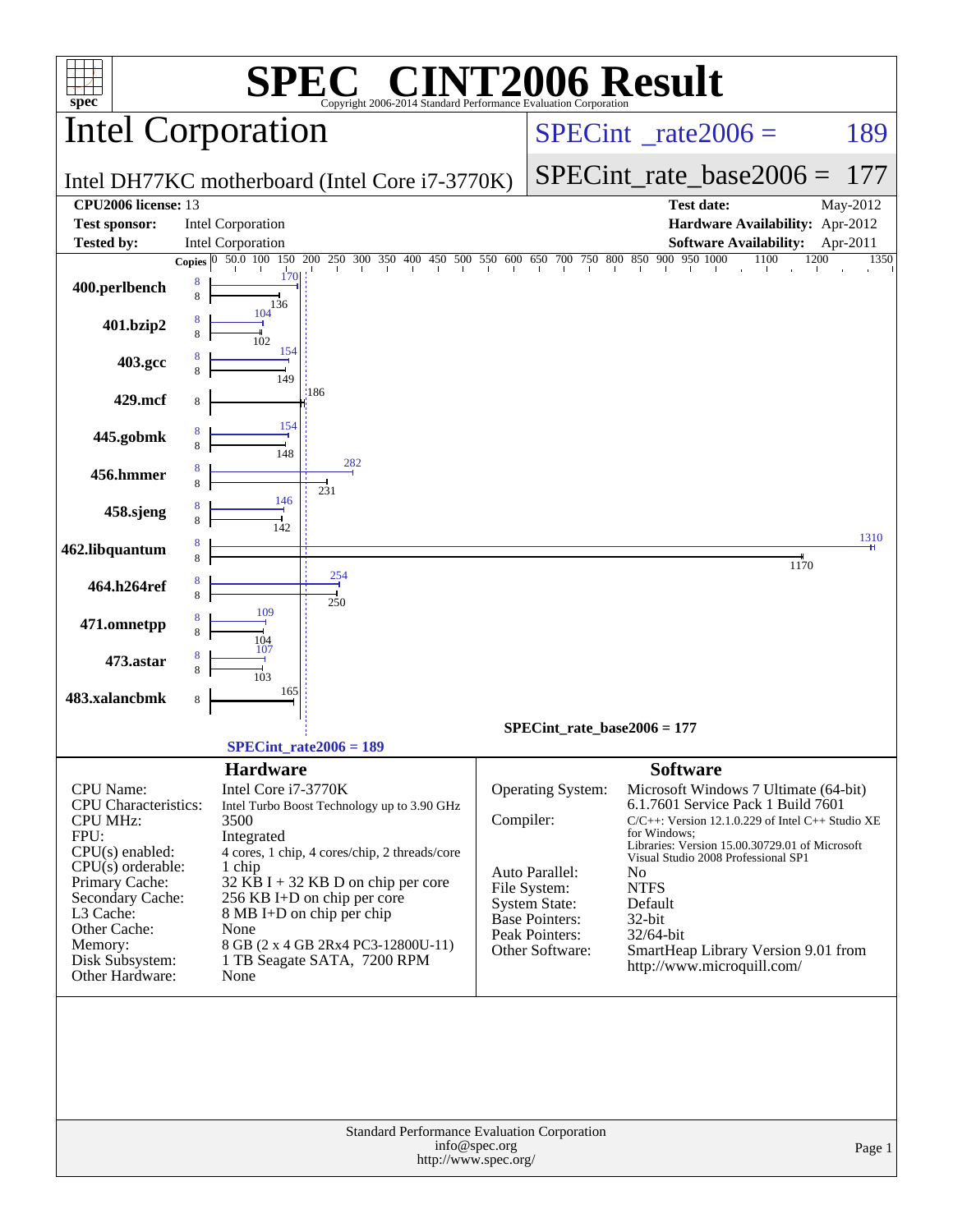# SPEC® CINT2006 Result

Copyright 2006-2014 Standard Performance Evaluation Corporation

## Intel Corporation

Intel DH77KC motherboard (Intel Core i7-3770K)

SPECint_rate2006 = 189

SPECint_rate_base2006 = 177

| | | | |
|---|---|---|---|
| **CPU2006 license:** 13 | | **Test date:** | May-2012 |
| **Test sponsor:** | Intel Corporation | **Hardware Availability:** | Apr-2012 |
| **Tested by:** | Intel Corporation | **Software Availability:** | Apr-2011 |

| Benchmark | Copies (peak) | Peak | Copies (base) | Base |
|---|---|---|---|---|
| 400.perlbench | 8 | 170 | 8 | 136 |
| 401.bzip2 | 8 | 104 | 8 | 102 |
| 403.gcc | 8 | 154 | 8 | 149 |
| 429.mcf | | | 8 | 186 |
| 445.gobmk | 8 | 154 | 8 | 148 |
| 456.hmmer | 8 | 282 | 8 | 231 |
| 458.sjeng | 8 | 146 | 8 | 142 |
| 462.libquantum | 8 | 1310 | 8 | 1170 |
| 464.h264ref | 8 | 254 | 8 | 250 |
| 471.omnetpp | 8 | 109 | 8 | 104 |
| 473.astar | 8 | 107 | 8 | 103 |
| 483.xalancbmk | | | 8 | 165 |

SPECint_rate_base2006 = 177

SPECint_rate2006 = 189

### Hardware

| | |
|---|---|
| CPU Name: | Intel Core i7-3770K |
| CPU Characteristics: | Intel Turbo Boost Technology up to 3.90 GHz |
| CPU MHz: | 3500 |
| FPU: | Integrated |
| CPU(s) enabled: | 4 cores, 1 chip, 4 cores/chip, 2 threads/core |
| CPU(s) orderable: | 1 chip |
| Primary Cache: | 32 KB I + 32 KB D on chip per core |
| Secondary Cache: | 256 KB I+D on chip per core |
| L3 Cache: | 8 MB I+D on chip per chip |
| Other Cache: | None |
| Memory: | 8 GB (2 x 4 GB 2Rx4 PC3-12800U-11) |
| Disk Subsystem: | 1 TB Seagate SATA, 7200 RPM |
| Other Hardware: | None |

### Software

| | |
|---|---|
| Operating System: | Microsoft Windows 7 Ultimate (64-bit) 6.1.7601 Service Pack 1 Build 7601 |
| Compiler: | C/C++: Version 12.1.0.229 of Intel C++ Studio XE for Windows; Libraries: Version 15.00.30729.01 of Microsoft Visual Studio 2008 Professional SP1 |
| Auto Parallel: | No |
| File System: | NTFS |
| System State: | Default |
| Base Pointers: | 32-bit |
| Peak Pointers: | 32/64-bit |
| Other Software: | SmartHeap Library Version 9.01 from http://www.microquill.com/ |

Standard Performance Evaluation Corporation
info@spec.org
http://www.spec.org/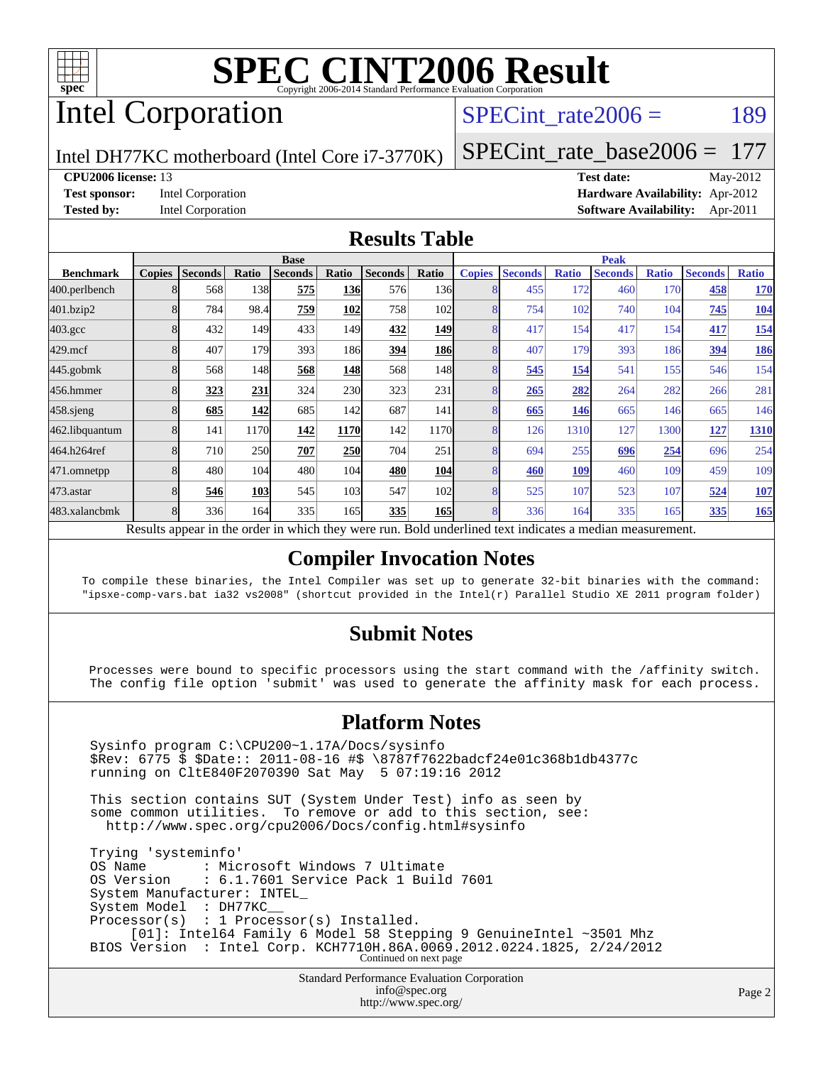# SPEC CINT2006 Result

Copyright 2006-2014 Standard Performance Evaluation Corporation

## Intel Corporation

Intel DH77KC motherboard (Intel Core i7-3770K)

SPECint_rate2006 = 189

SPECint_rate_base2006 = 177

**CPU2006 license:** 13
**Test sponsor:** Intel Corporation
**Tested by:** Intel Corporation

**Test date:** May-2012
**Hardware Availability:** Apr-2012
**Software Availability:** Apr-2011

## Results Table

| Benchmark | Base | | | | | | | Peak | | | | | | |
|---|---|---|---|---|---|---|---|---|---|---|---|---|---|---|
| | Copies | Seconds | Ratio | Seconds | Ratio | Seconds | Ratio | Copies | Seconds | Ratio | Seconds | Ratio | Seconds | Ratio |
| 400.perlbench | 8 | 568 | 138 | **575** | **136** | 576 | 136 | 8 | 455 | 172 | 460 | 170 | **458** | **170** |
| 401.bzip2 | 8 | 784 | 98.4 | **759** | **102** | 758 | 102 | 8 | 754 | 102 | 740 | 104 | **745** | **104** |
| 403.gcc | 8 | 432 | 149 | 433 | 149 | **432** | **149** | 8 | 417 | 154 | 417 | 154 | **417** | **154** |
| 429.mcf | 8 | 407 | 179 | 393 | 186 | **394** | **186** | 8 | 407 | 179 | 393 | 186 | **394** | **186** |
| 445.gobmk | 8 | 568 | 148 | **568** | **148** | 568 | 148 | 8 | **545** | **154** | 541 | 155 | 546 | 154 |
| 456.hmmer | 8 | **323** | **231** | 324 | 230 | 323 | 231 | 8 | **265** | **282** | 264 | 282 | 266 | 281 |
| 458.sjeng | 8 | **685** | **142** | 685 | 142 | 687 | 141 | 8 | **665** | **146** | 665 | 146 | 665 | 146 |
| 462.libquantum | 8 | 141 | 1170 | **142** | **1170** | 142 | 1170 | 8 | 126 | 1310 | 127 | 1300 | **127** | **1310** |
| 464.h264ref | 8 | 710 | 250 | **707** | **250** | 704 | 251 | 8 | 694 | 255 | **696** | **254** | 696 | 254 |
| 471.omnetpp | 8 | 480 | 104 | 480 | 104 | **480** | **104** | 8 | **460** | **109** | 460 | 109 | 459 | 109 |
| 473.astar | 8 | **546** | **103** | 545 | 103 | 547 | 102 | 8 | 525 | 107 | 523 | 107 | **524** | **107** |
| 483.xalancbmk | 8 | 336 | 164 | 335 | 165 | **335** | **165** | 8 | 336 | 164 | 335 | 165 | **335** | **165** |

Results appear in the order in which they were run. Bold underlined text indicates a median measurement.

## Compiler Invocation Notes

To compile these binaries, the Intel Compiler was set up to generate 32-bit binaries with the command: "ipsxe-comp-vars.bat ia32 vs2008" (shortcut provided in the Intel(r) Parallel Studio XE 2011 program folder)

## Submit Notes

Processes were bound to specific processors using the start command with the /affinity switch. The config file option 'submit' was used to generate the affinity mask for each process.

## Platform Notes

```
Sysinfo program C:\CPU200~1.17A/Docs/sysinfo
$Rev: 6775 $ $Date:: 2011-08-16 #$ \8787f7622badcf24e01c368b1db4377c
running on CltE840F2070390 Sat May  5 07:19:16 2012

This section contains SUT (System Under Test) info as seen by
some common utilities.  To remove or add to this section, see:
  http://www.spec.org/cpu2006/Docs/config.html#sysinfo

Trying 'systeminfo'
OS Name        : Microsoft Windows 7 Ultimate
OS Version     : 6.1.7601 Service Pack 1 Build 7601
System Manufacturer: INTEL_
System Model   : DH77KC__
Processor(s)   : 1 Processor(s) Installed.
     [01]: Intel64 Family 6 Model 58 Stepping 9 GenuineIntel ~3501 Mhz
BIOS Version   : Intel Corp. KCH7710H.86A.0069.2012.0224.1825, 2/24/2012
```

Continued on next page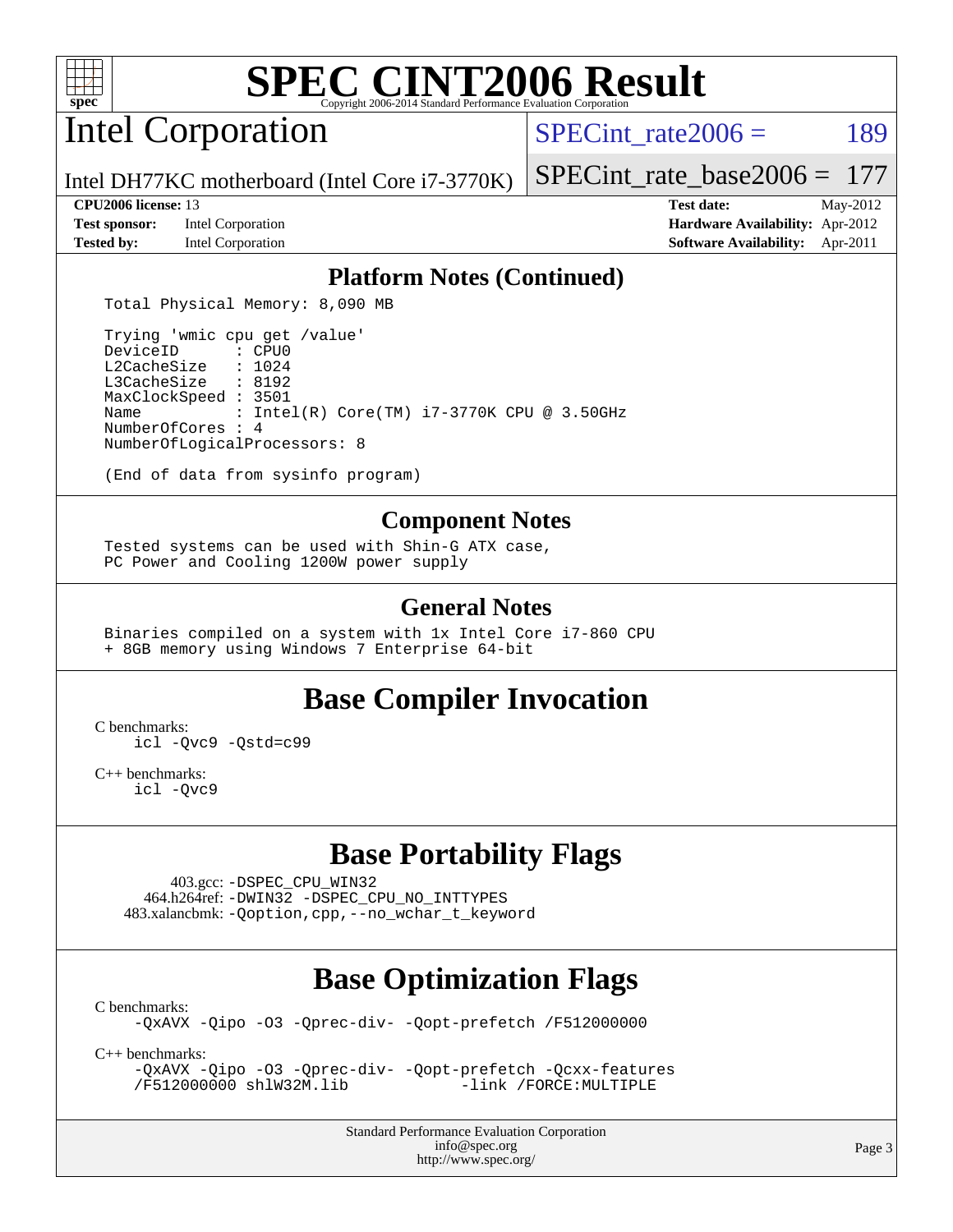# SPEC CINT2006 Result

Copyright 2006-2014 Standard Performance Evaluation Corporation

## Intel Corporation

Intel DH77KC motherboard (Intel Core i7-3770K)

SPECint_rate2006 = 189

SPECint_rate_base2006 = 177

**CPU2006 license:** 13
**Test sponsor:** Intel Corporation
**Tested by:** Intel Corporation

**Test date:** May-2012
**Hardware Availability:** Apr-2012
**Software Availability:** Apr-2011

### Platform Notes (Continued)

```
Total Physical Memory: 8,090 MB

Trying 'wmic cpu get /value'
DeviceID       : CPU0
L2CacheSize    : 1024
L3CacheSize    : 8192
MaxClockSpeed  : 3501
Name           : Intel(R) Core(TM) i7-3770K CPU @ 3.50GHz
NumberOfCores  : 4
NumberOfLogicalProcessors: 8

(End of data from sysinfo program)
```

### Component Notes

```
Tested systems can be used with Shin-G ATX case,
PC Power and Cooling 1200W power supply
```

### General Notes

```
Binaries compiled on a system with 1x Intel Core i7-860 CPU
+ 8GB memory using Windows 7 Enterprise 64-bit
```

## Base Compiler Invocation

C benchmarks:
```
icl -Qvc9 -Qstd=c99
```

C++ benchmarks:
```
icl -Qvc9
```

## Base Portability Flags

403.gcc: -DSPEC_CPU_WIN32
464.h264ref: -DWIN32 -DSPEC_CPU_NO_INTTYPES
483.xalancbmk: -Qoption,cpp,--no_wchar_t_keyword

## Base Optimization Flags

C benchmarks:
```
-QxAVX -Qipo -O3 -Qprec-div- -Qopt-prefetch /F512000000
```

C++ benchmarks:
```
-QxAVX -Qipo -O3 -Qprec-div- -Qopt-prefetch -Qcxx-features
/F512000000 shlW32M.lib            -link /FORCE:MULTIPLE
```

Standard Performance Evaluation Corporation
info@spec.org
http://www.spec.org/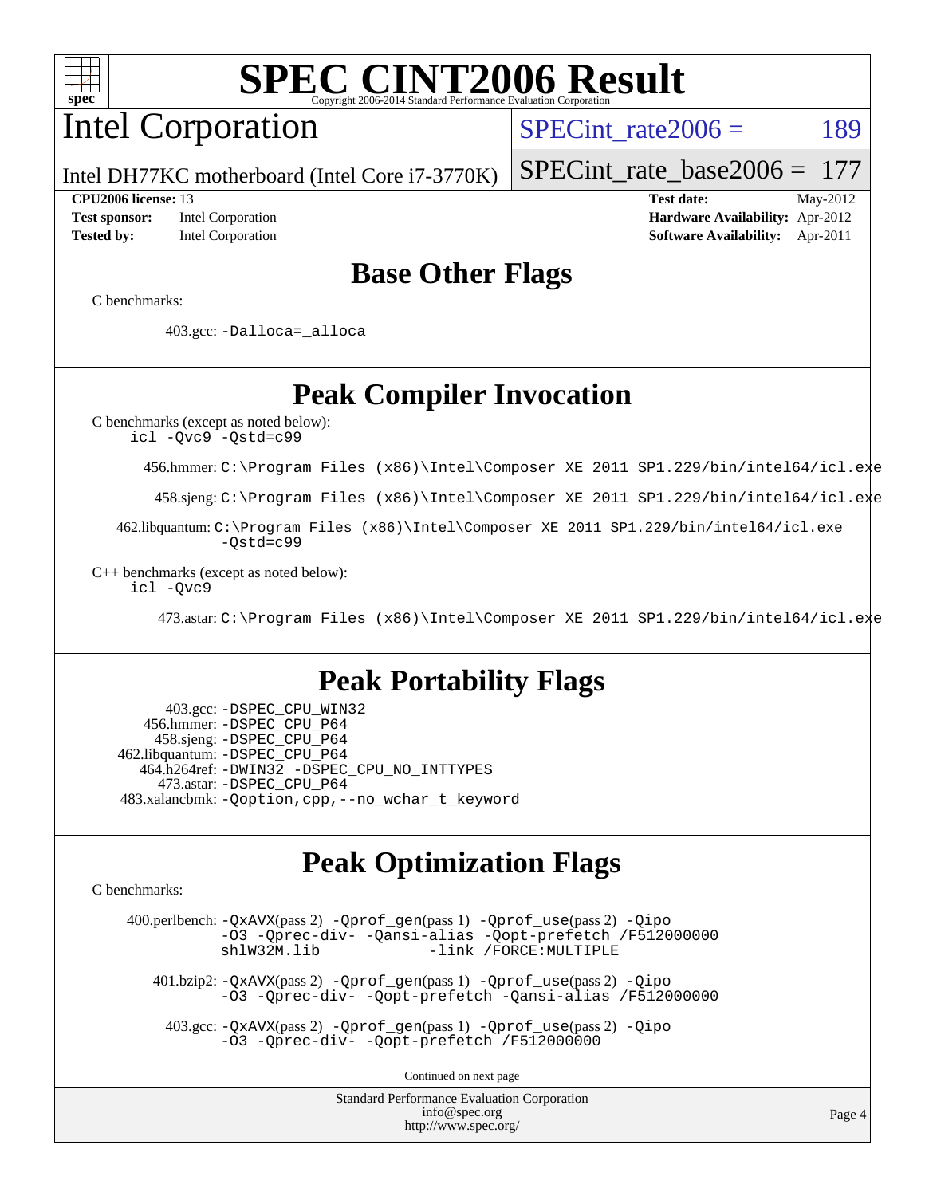# SPEC CINT2006 Result

## Intel Corporation

Intel DH77KC motherboard (Intel Core i7-3770K)

SPECint_rate2006 = 189

SPECint_rate_base2006 = 177

**CPU2006 license:** 13
**Test sponsor:** Intel Corporation
**Tested by:** Intel Corporation

**Test date:** May-2012
**Hardware Availability:** Apr-2012
**Software Availability:** Apr-2011

## Base Other Flags

C benchmarks:

403.gcc: -Dalloca=_alloca

## Peak Compiler Invocation

C benchmarks (except as noted below):
icl -Qvc9 -Qstd=c99

456.hmmer: C:\Program Files (x86)\Intel\Composer XE 2011 SP1.229/bin/intel64/icl.exe

458.sjeng: C:\Program Files (x86)\Intel\Composer XE 2011 SP1.229/bin/intel64/icl.exe

462.libquantum: C:\Program Files (x86)\Intel\Composer XE 2011 SP1.229/bin/intel64/icl.exe -Qstd=c99

C++ benchmarks (except as noted below):
icl -Qvc9

473.astar: C:\Program Files (x86)\Intel\Composer XE 2011 SP1.229/bin/intel64/icl.exe

## Peak Portability Flags

403.gcc: -DSPEC_CPU_WIN32
456.hmmer: -DSPEC_CPU_P64
458.sjeng: -DSPEC_CPU_P64
462.libquantum: -DSPEC_CPU_P64
464.h264ref: -DWIN32 -DSPEC_CPU_NO_INTTYPES
473.astar: -DSPEC_CPU_P64
483.xalancbmk: -Qoption,cpp,--no_wchar_t_keyword

## Peak Optimization Flags

C benchmarks:

400.perlbench: -QxAVX(pass 2) -Qprof_gen(pass 1) -Qprof_use(pass 2) -Qipo -O3 -Qprec-div- -Qansi-alias -Qopt-prefetch /F512000000 shlW32M.lib -link /FORCE:MULTIPLE

401.bzip2: -QxAVX(pass 2) -Qprof_gen(pass 1) -Qprof_use(pass 2) -Qipo -O3 -Qprec-div- -Qopt-prefetch -Qansi-alias /F512000000

403.gcc: -QxAVX(pass 2) -Qprof_gen(pass 1) -Qprof_use(pass 2) -Qipo -O3 -Qprec-div- -Qopt-prefetch /F512000000

Continued on next page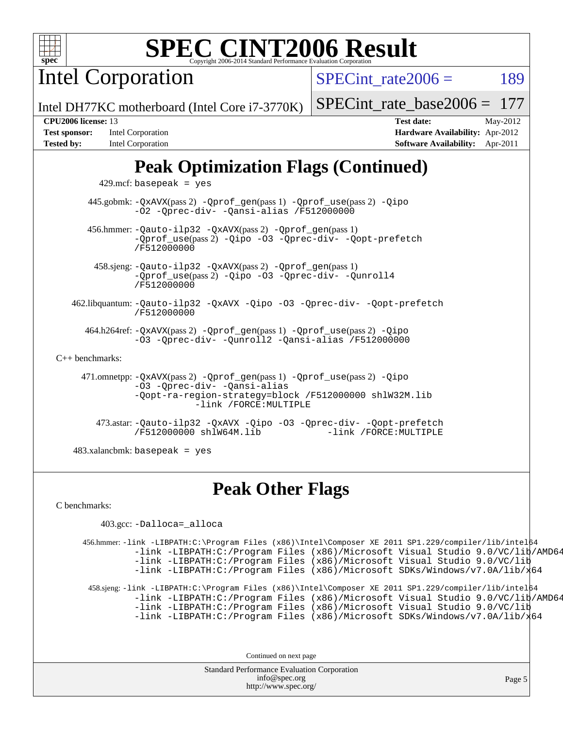# SPEC CINT2006 Result

Copyright 2006-2014 Standard Performance Evaluation Corporation

## Intel Corporation

Intel DH77KC motherboard (Intel Core i7-3770K)

SPECint_rate2006 = 189

SPECint_rate_base2006 = 177

**CPU2006 license:** 13
**Test sponsor:** Intel Corporation
**Tested by:** Intel Corporation

**Test date:** May-2012
**Hardware Availability:** Apr-2012
**Software Availability:** Apr-2011

## Peak Optimization Flags (Continued)

429.mcf: basepeak = yes

445.gobmk: -QxAVX(pass 2) -Qprof_gen(pass 1) -Qprof_use(pass 2) -Qipo -O2 -Qprec-div- -Qansi-alias /F512000000

456.hmmer: -Qauto-ilp32 -QxAVX(pass 2) -Qprof_gen(pass 1) -Qprof_use(pass 2) -Qipo -O3 -Qprec-div- -Qopt-prefetch /F512000000

458.sjeng: -Qauto-ilp32 -QxAVX(pass 2) -Qprof_gen(pass 1) -Qprof_use(pass 2) -Qipo -O3 -Qprec-div- -Qunroll4 /F512000000

462.libquantum: -Qauto-ilp32 -QxAVX -Qipo -O3 -Qprec-div- -Qopt-prefetch /F512000000

464.h264ref: -QxAVX(pass 2) -Qprof_gen(pass 1) -Qprof_use(pass 2) -Qipo -O3 -Qprec-div- -Qunroll2 -Qansi-alias /F512000000

C++ benchmarks:

471.omnetpp: -QxAVX(pass 2) -Qprof_gen(pass 1) -Qprof_use(pass 2) -Qipo -O3 -Qprec-div- -Qansi-alias -Qopt-ra-region-strategy=block /F512000000 shlW32M.lib -link /FORCE:MULTIPLE

473.astar: -Qauto-ilp32 -QxAVX -Qipo -O3 -Qprec-div- -Qopt-prefetch /F512000000 shlW64M.lib -link /FORCE:MULTIPLE

483.xalancbmk: basepeak = yes

## Peak Other Flags

C benchmarks:

403.gcc: -Dalloca=_alloca

456.hmmer: -link -LIBPATH:C:\Program Files (x86)\Intel\Composer XE 2011 SP1.229/compiler/lib/intel64
-link -LIBPATH:C:/Program Files (x86)/Microsoft Visual Studio 9.0/VC/lib/AMD64
-link -LIBPATH:C:/Program Files (x86)/Microsoft Visual Studio 9.0/VC/lib
-link -LIBPATH:C:/Program Files (x86)/Microsoft SDKs/Windows/v7.0A/lib/x64

458.sjeng: -link -LIBPATH:C:\Program Files (x86)\Intel\Composer XE 2011 SP1.229/compiler/lib/intel64
-link -LIBPATH:C:/Program Files (x86)/Microsoft Visual Studio 9.0/VC/lib/AMD64
-link -LIBPATH:C:/Program Files (x86)/Microsoft Visual Studio 9.0/VC/lib
-link -LIBPATH:C:/Program Files (x86)/Microsoft SDKs/Windows/v7.0A/lib/x64

Continued on next page

Standard Performance Evaluation Corporation
info@spec.org
http://www.spec.org/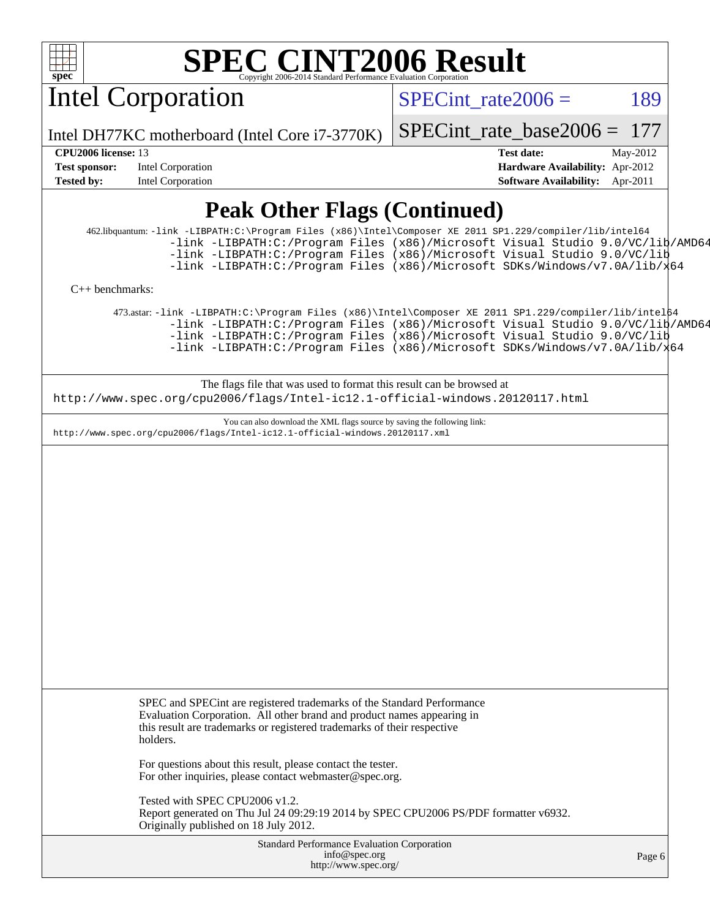# SPEC CINT2006 Result

Copyright 2006-2014 Standard Performance Evaluation Corporation

**Intel Corporation**

Intel DH77KC motherboard (Intel Core i7-3770K)

SPECint_rate2006 = 189

SPECint_rate_base2006 = 177

**CPU2006 license:** 13
**Test sponsor:** Intel Corporation
**Tested by:** Intel Corporation

**Test date:** May-2012
**Hardware Availability:** Apr-2012
**Software Availability:** Apr-2011

## Peak Other Flags (Continued)

462.libquantum:
```
-link -LIBPATH:C:\Program Files (x86)\Intel\Composer XE 2011 SP1.229/compiler/lib/intel64
-link -LIBPATH:C:/Program Files (x86)/Microsoft Visual Studio 9.0/VC/lib/AMD64
-link -LIBPATH:C:/Program Files (x86)/Microsoft Visual Studio 9.0/VC/lib
-link -LIBPATH:C:/Program Files (x86)/Microsoft SDKs/Windows/v7.0A/lib/x64
```

C++ benchmarks:

473.astar:
```
-link -LIBPATH:C:\Program Files (x86)\Intel\Composer XE 2011 SP1.229/compiler/lib/intel64
-link -LIBPATH:C:/Program Files (x86)/Microsoft Visual Studio 9.0/VC/lib/AMD64
-link -LIBPATH:C:/Program Files (x86)/Microsoft Visual Studio 9.0/VC/lib
-link -LIBPATH:C:/Program Files (x86)/Microsoft SDKs/Windows/v7.0A/lib/x64
```

The flags file that was used to format this result can be browsed at
http://www.spec.org/cpu2006/flags/Intel-ic12.1-official-windows.20120117.html

You can also download the XML flags source by saving the following link:
http://www.spec.org/cpu2006/flags/Intel-ic12.1-official-windows.20120117.xml

SPEC and SPECint are registered trademarks of the Standard Performance Evaluation Corporation. All other brand and product names appearing in this result are trademarks or registered trademarks of their respective holders.

For questions about this result, please contact the tester.
For other inquiries, please contact webmaster@spec.org.

Tested with SPEC CPU2006 v1.2.
Report generated on Thu Jul 24 09:29:19 2014 by SPEC CPU2006 PS/PDF formatter v6932.
Originally published on 18 July 2012.

Standard Performance Evaluation Corporation
info@spec.org
http://www.spec.org/